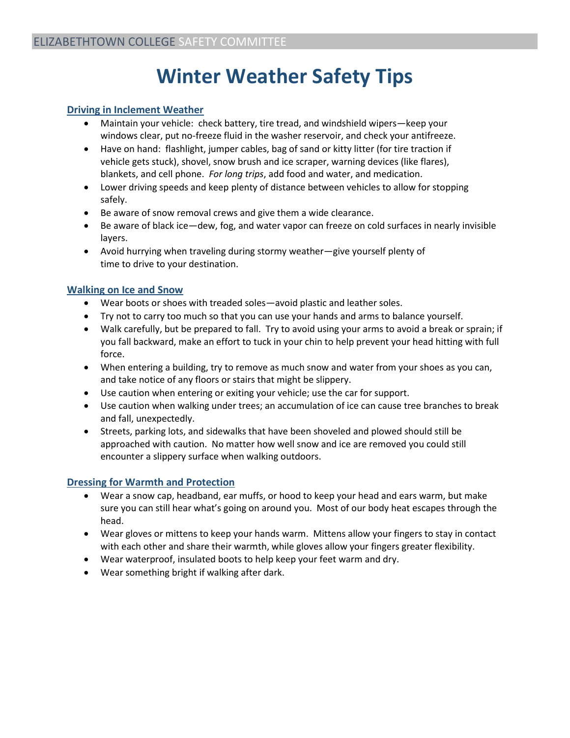ELIZABETHTOWN COLLEGE SAFETY COMMITTEE

# Winter Weather Safety Tips

## Driving in Inclement Weather

- Maintain your vehicle: check battery, tire tread, and windshield wipers—keep your windows clear, put no-freeze fluid in the washer reservoir, and check your antifreeze.
- Have on hand: flashlight, jumper cables, bag of sand or kitty litter (for tire traction if vehicle gets stuck), shovel, snow brush and ice scraper, warning devices (like flares), blankets, and cell phone. *For long trips*, add food and water, and medication.
- Lower driving speeds and keep plenty of distance between vehicles to allow for stopping safely.
- Be aware of snow removal crews and give them a wide clearance.
- Be aware of black ice—dew, fog, and water vapor can freeze on cold surfaces in nearly invisible layers.
- Avoid hurrying when traveling during stormy weather—give yourself plenty of time to drive to your destination.

## Walking on Ice and Snow

- Wear boots or shoes with treaded soles—avoid plastic and leather soles.
- Try not to carry too much so that you can use your hands and arms to balance yourself.
- Walk carefully, but be prepared to fall. Try to avoid using your arms to avoid a break or sprain; if you fall backward, make an effort to tuck in your chin to help prevent your head hitting with full force.
- When entering a building, try to remove as much snow and water from your shoes as you can, and take notice of any floors or stairs that might be slippery.
- Use caution when entering or exiting your vehicle; use the car for support.
- Use caution when walking under trees; an accumulation of ice can cause tree branches to break and fall, unexpectedly.
- Streets, parking lots, and sidewalks that have been shoveled and plowed should still be approached with caution. No matter how well snow and ice are removed you could still encounter a slippery surface when walking outdoors.

## Dressing for Warmth and Protection

- Wear a snow cap, headband, ear muffs, or hood to keep your head and ears warm, but make sure you can still hear what's going on around you. Most of our body heat escapes through the head.
- Wear gloves or mittens to keep your hands warm. Mittens allow your fingers to stay in contact with each other and share their warmth, while gloves allow your fingers greater flexibility.
- Wear waterproof, insulated boots to help keep your feet warm and dry.
- Wear something bright if walking after dark.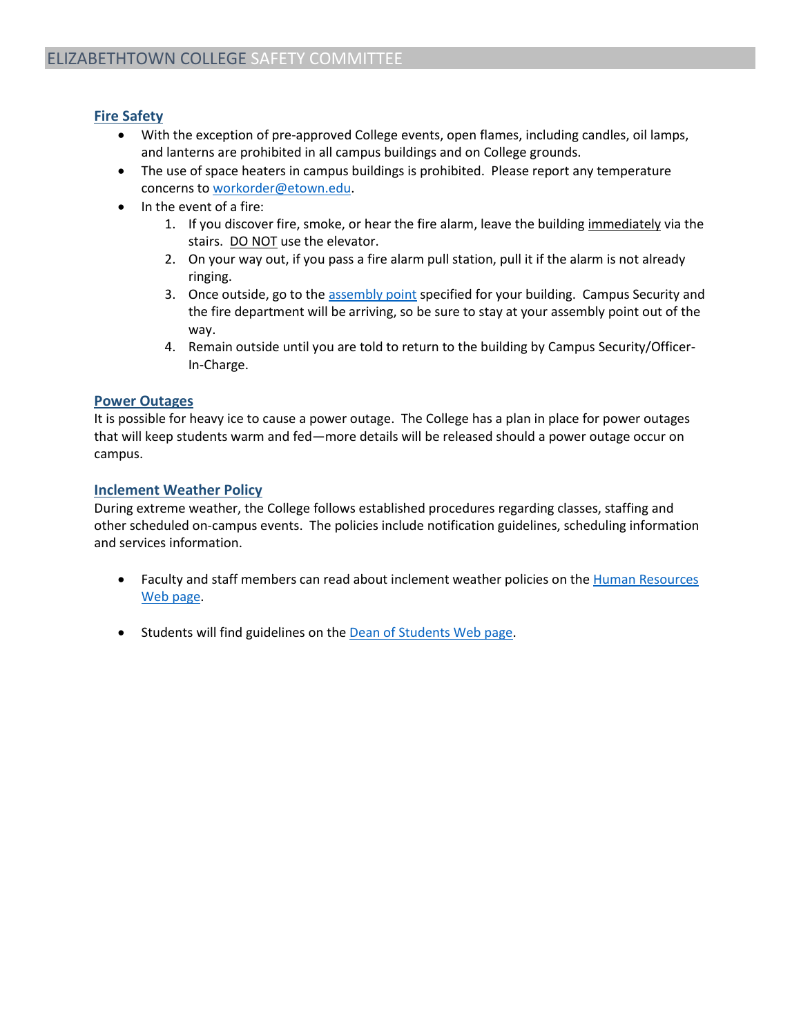## Fire Safety

- With the exception of pre-approved College events, open flames, including candles, oil lamps, and lanterns are prohibited in all campus buildings and on College grounds.
- The use of space heaters in campus buildings is prohibited. Please report any temperature concerns to workorder@etown.edu.
- In the event of a fire:
    1. If you discover fire, smoke, or hear the fire alarm, leave the building immediately via the stairs. DO NOT use the elevator.
    2. On your way out, if you pass a fire alarm pull station, pull it if the alarm is not already ringing.
    3. Once outside, go to the assembly point specified for your building. Campus Security and the fire department will be arriving, so be sure to stay at your assembly point out of the way.
    4. Remain outside until you are told to return to the building by Campus Security/Officer-In-Charge.

## Power Outages

It is possible for heavy ice to cause a power outage. The College has a plan in place for power outages that will keep students warm and fed—more details will be released should a power outage occur on campus.

## Inclement Weather Policy

During extreme weather, the College follows established procedures regarding classes, staffing and other scheduled on-campus events. The policies include notification guidelines, scheduling information and services information.

- Faculty and staff members can read about inclement weather policies on the Human Resources Web page.

- Students will find guidelines on the Dean of Students Web page.